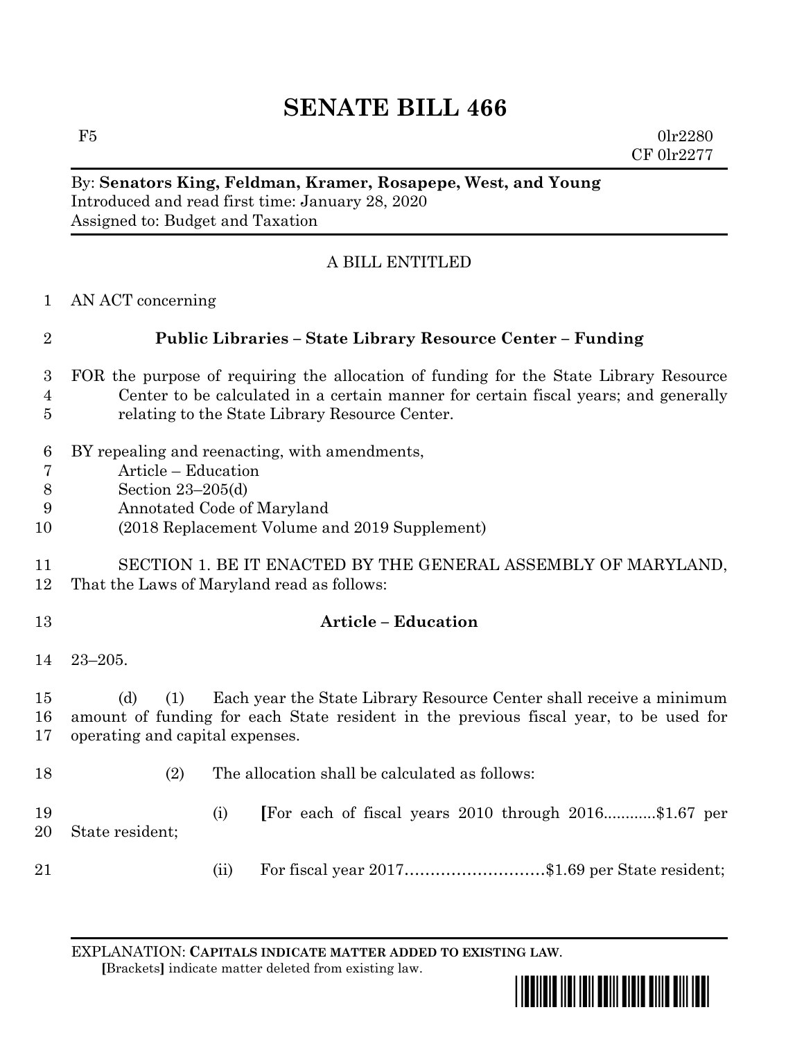# SENATE BILL 466

F5 0lr2280
CF 0lr2277

By: **Senators King, Feldman, Kramer, Rosapepe, West, and Young**
Introduced and read first time: January 28, 2020
Assigned to: Budget and Taxation

A BILL ENTITLED

1 AN ACT concerning

2 **Public Libraries – State Library Resource Center – Funding**

3 FOR the purpose of requiring the allocation of funding for the State Library Resource
4 Center to be calculated in a certain manner for certain fiscal years; and generally
5 relating to the State Library Resource Center.

6 BY repealing and reenacting, with amendments,
7 Article – Education
8 Section 23–205(d)
9 Annotated Code of Maryland
10 (2018 Replacement Volume and 2019 Supplement)

11 SECTION 1. BE IT ENACTED BY THE GENERAL ASSEMBLY OF MARYLAND,
12 That the Laws of Maryland read as follows:

13 **Article – Education**

14 23–205.

15 (d) (1) Each year the State Library Resource Center shall receive a minimum
16 amount of funding for each State resident in the previous fiscal year, to be used for
17 operating and capital expenses.

18 (2) The allocation shall be calculated as follows:

19 (i) **[**For each of fiscal years 2010 through 2016............$1.67 per
20 State resident;

21 (ii) For fiscal year 2017………………………$1.69 per State resident;

EXPLANATION: **CAPITALS INDICATE MATTER ADDED TO EXISTING LAW**.
**[**Brackets**]** indicate matter deleted from existing law.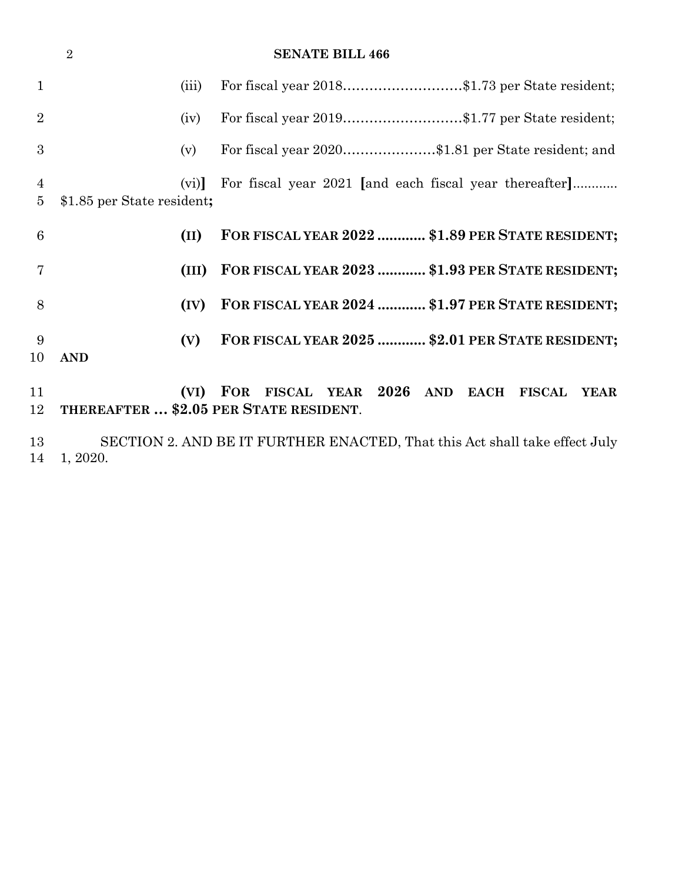(iii) For fiscal year 2018...........................$1.73 per State resident;

(iv) For fiscal year 2019...........................$1.77 per State resident;

(v) For fiscal year 2020.....................$1.81 per State resident; and

(vi)**]** For fiscal year 2021 **[**and each fiscal year thereafter**]**............ $1.85 per State resident**;**

**(II) FOR FISCAL YEAR 2022 ............ $1.89 PER STATE RESIDENT;**

**(III) FOR FISCAL YEAR 2023 ............ $1.93 PER STATE RESIDENT;**

**(IV) FOR FISCAL YEAR 2024 ............ $1.97 PER STATE RESIDENT;**

**(V) FOR FISCAL YEAR 2025 ............ $2.01 PER STATE RESIDENT; AND**

**(VI) FOR FISCAL YEAR 2026 AND EACH FISCAL YEAR THEREAFTER ... $2.05 PER STATE RESIDENT**.

SECTION 2. AND BE IT FURTHER ENACTED, That this Act shall take effect July 1, 2020.